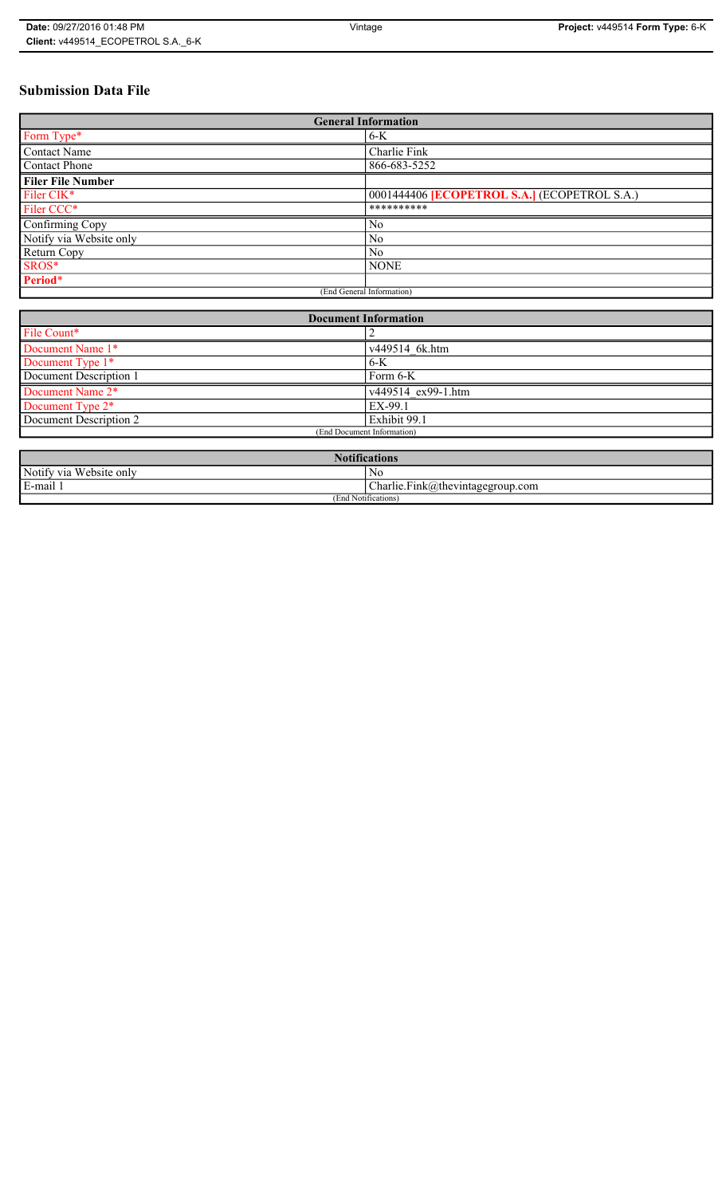# Submission Data File

| General Information | |
|---|---|
| Form Type* | 6-K |
| Contact Name | Charlie Fink |
| Contact Phone | 866-683-5252 |
| **Filer File Number** | |
| Filer CIK* | 0001444406 **[ECOPETROL S.A.]** (ECOPETROL S.A.) |
| Filer CCC* | ********** |
| Confirming Copy | No |
| Notify via Website only | No |
| Return Copy | No |
| SROS* | NONE |
| **Period*** | |
| (End General Information) | |

| Document Information | |
|---|---|
| File Count* | 2 |
| Document Name 1* | v449514_6k.htm |
| Document Type 1* | 6-K |
| Document Description 1 | Form 6-K |
| Document Name 2* | v449514_ex99-1.htm |
| Document Type 2* | EX-99.1 |
| Document Description 2 | Exhibit 99.1 |
| (End Document Information) | |

| Notifications | |
|---|---|
| Notify via Website only | No |
| E-mail 1 | Charlie.Fink@thevintagegroup.com |
| (End Notifications) | |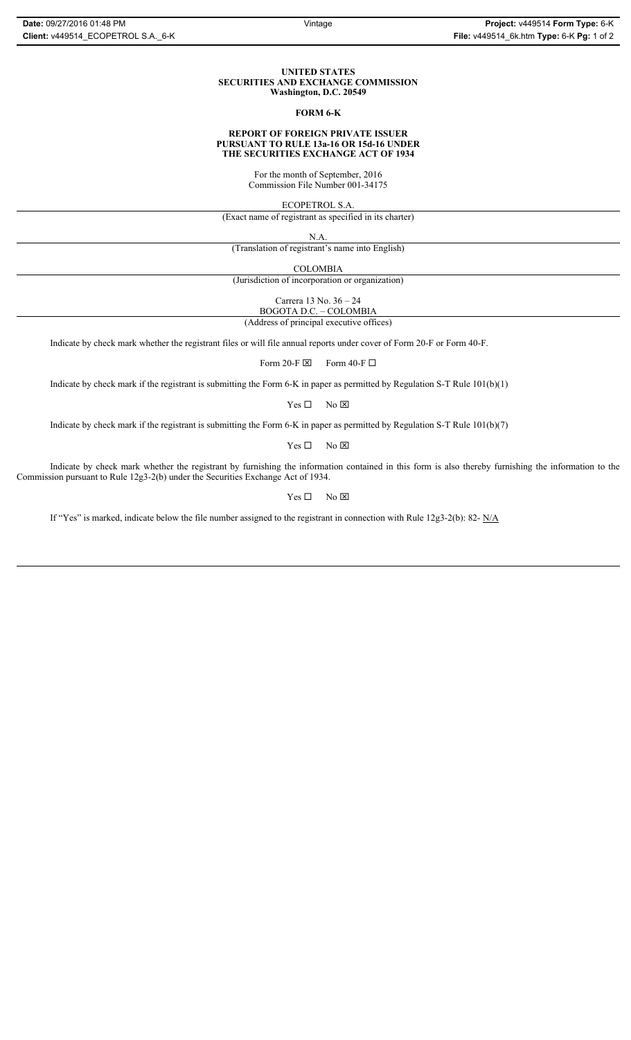**UNITED STATES**
**SECURITIES AND EXCHANGE COMMISSION**
**Washington, D.C. 20549**

**FORM 6-K**

**REPORT OF FOREIGN PRIVATE ISSUER**
**PURSUANT TO RULE 13a-16 OR 15d-16 UNDER**
**THE SECURITIES EXCHANGE ACT OF 1934**

For the month of September, 2016
Commission File Number 001-34175

ECOPETROL S.A.
(Exact name of registrant as specified in its charter)

N.A.
(Translation of registrant's name into English)

COLOMBIA
(Jurisdiction of incorporation or organization)

Carrera 13 No. 36 – 24
BOGOTA D.C. – COLOMBIA
(Address of principal executive offices)

Indicate by check mark whether the registrant files or will file annual reports under cover of Form 20-F or Form 40-F.

Form 20-F ☒ Form 40-F ☐

Indicate by check mark if the registrant is submitting the Form 6-K in paper as permitted by Regulation S-T Rule 101(b)(1)

Yes ☐ No ☒

Indicate by check mark if the registrant is submitting the Form 6-K in paper as permitted by Regulation S-T Rule 101(b)(7)

Yes ☐ No ☒

Indicate by check mark whether the registrant by furnishing the information contained in this form is also thereby furnishing the information to the Commission pursuant to Rule 12g3-2(b) under the Securities Exchange Act of 1934.

Yes ☐ No ☒

If "Yes" is marked, indicate below the file number assigned to the registrant in connection with Rule 12g3-2(b): 82- N/A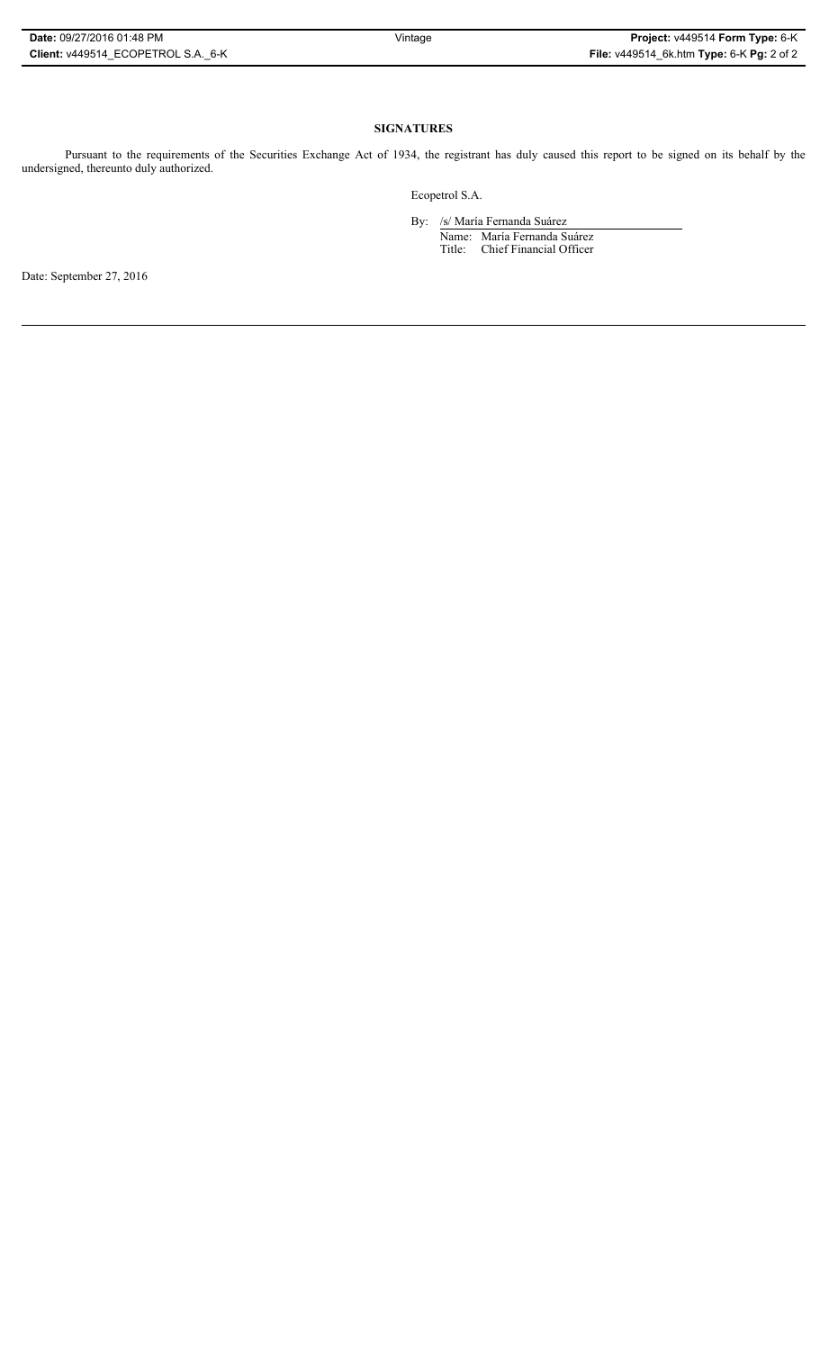**SIGNATURES**

Pursuant to the requirements of the Securities Exchange Act of 1934, the registrant has duly caused this report to be signed on its behalf by the undersigned, thereunto duly authorized.

Ecopetrol S.A.

By: /s/ María Fernanda Suárez

Name: María Fernanda Suárez
Title: Chief Financial Officer

Date: September 27, 2016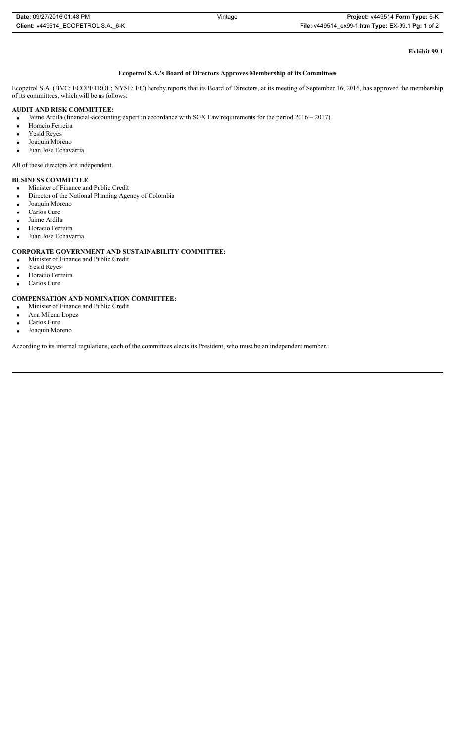**Exhibit 99.1**

**Ecopetrol S.A.'s Board of Directors Approves Membership of its Committees**

Ecopetrol S.A. (BVC: ECOPETROL; NYSE: EC) hereby reports that its Board of Directors, at its meeting of September 16, 2016, has approved the membership of its committees, which will be as follows:

**AUDIT AND RISK COMMITTEE:**

- Jaime Ardila (financial-accounting expert in accordance with SOX Law requirements for the period 2016 – 2017)
- Horacio Ferreira
- Yesid Reyes
- Joaquin Moreno
- Juan Jose Echavarria

All of these directors are independent.

**BUSINESS COMMITTEE**

- Minister of Finance and Public Credit
- Director of the National Planning Agency of Colombia
- Joaquin Moreno
- Carlos Cure
- Jaime Ardila
- Horacio Ferreira
- Juan Jose Echavarria

**CORPORATE GOVERNMENT AND SUSTAINABILITY COMMITTEE:**

- Minister of Finance and Public Credit
- Yesid Reyes
- Horacio Ferreira
- Carlos Cure

**COMPENSATION AND NOMINATION COMMITTEE:**

- Minister of Finance and Public Credit
- Ana Milena Lopez
- Carlos Cure
- Joaquin Moreno

According to its internal regulations, each of the committees elects its President, who must be an independent member.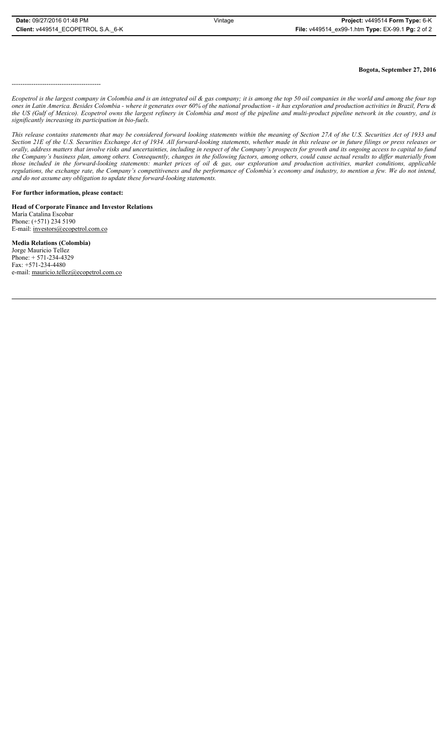**Bogota, September 27, 2016**

-----------------------------------------

*Ecopetrol is the largest company in Colombia and is an integrated oil & gas company; it is among the top 50 oil companies in the world and among the four top ones in Latin America. Besides Colombia - where it generates over 60% of the national production - it has exploration and production activities in Brazil, Peru & the US (Gulf of Mexico). Ecopetrol owns the largest refinery in Colombia and most of the pipeline and multi-product pipeline network in the country, and is significantly increasing its participation in bio-fuels.*

*This release contains statements that may be considered forward looking statements within the meaning of Section 27A of the U.S. Securities Act of 1933 and Section 21E of the U.S. Securities Exchange Act of 1934. All forward-looking statements, whether made in this release or in future filings or press releases or orally, address matters that involve risks and uncertainties, including in respect of the Company's prospects for growth and its ongoing access to capital to fund the Company's business plan, among others. Consequently, changes in the following factors, among others, could cause actual results to differ materially from those included in the forward-looking statements: market prices of oil & gas, our exploration and production activities, market conditions, applicable regulations, the exchange rate, the Company's competitiveness and the performance of Colombia's economy and industry, to mention a few. We do not intend, and do not assume any obligation to update these forward-looking statements.*

**For further information, please contact:**

**Head of Corporate Finance and Investor Relations**
María Catalina Escobar
Phone: (+571) 234 5190
E-mail: investors@ecopetrol.com.co

**Media Relations (Colombia)**
Jorge Mauricio Tellez
Phone: + 571-234-4329
Fax: +571-234-4480
e-mail: mauricio.tellez@ecopetrol.com.co